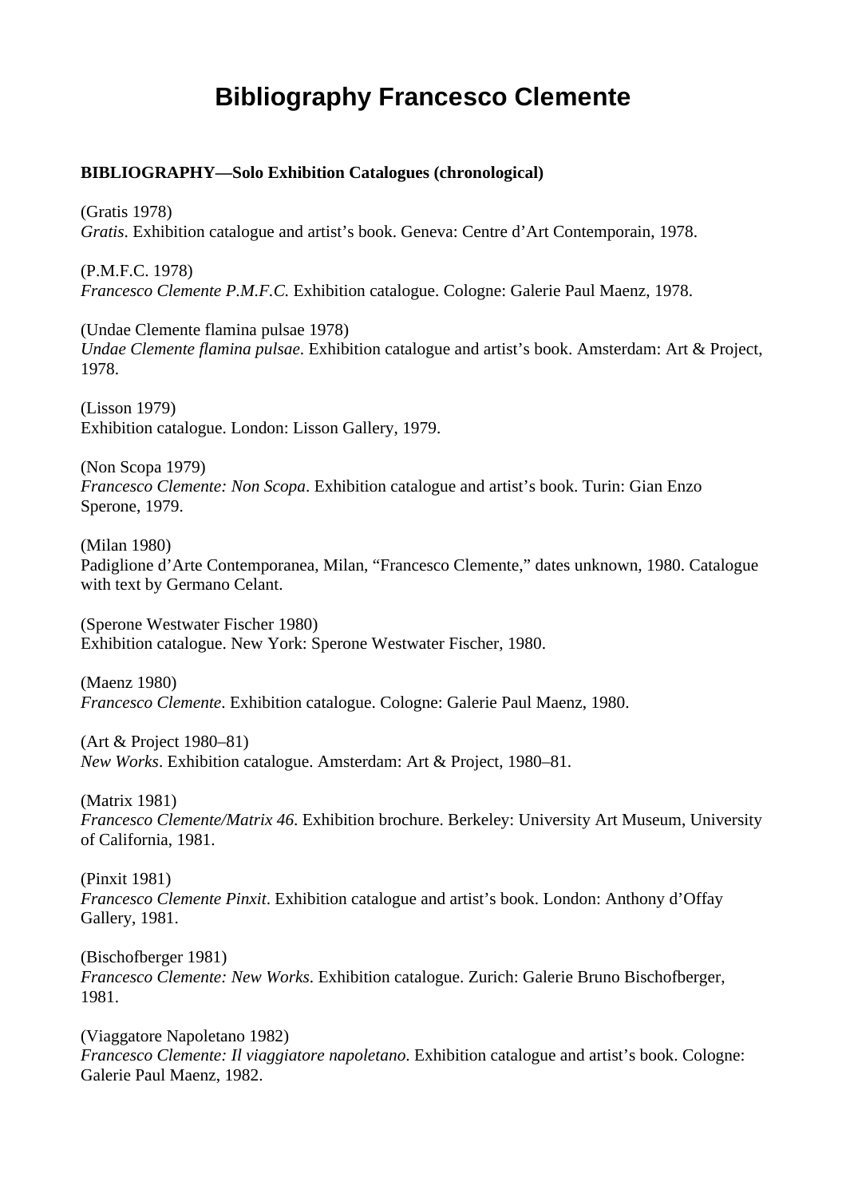# Bibliography Francesco Clemente

**BIBLIOGRAPHY—Solo Exhibition Catalogues (chronological)**

(Gratis 1978)
*Gratis*. Exhibition catalogue and artist's book. Geneva: Centre d'Art Contemporain, 1978.

(P.M.F.C. 1978)
*Francesco Clemente P.M.F.C.* Exhibition catalogue. Cologne: Galerie Paul Maenz, 1978.

(Undae Clemente flamina pulsae 1978)
*Undae Clemente flamina pulsae*. Exhibition catalogue and artist's book. Amsterdam: Art & Project, 1978.

(Lisson 1979)
Exhibition catalogue. London: Lisson Gallery, 1979.

(Non Scopa 1979)
*Francesco Clemente: Non Scopa*. Exhibition catalogue and artist's book. Turin: Gian Enzo Sperone, 1979.

(Milan 1980)
Padiglione d'Arte Contemporanea, Milan, "Francesco Clemente," dates unknown, 1980. Catalogue with text by Germano Celant.

(Sperone Westwater Fischer 1980)
Exhibition catalogue. New York: Sperone Westwater Fischer, 1980.

(Maenz 1980)
*Francesco Clemente*. Exhibition catalogue. Cologne: Galerie Paul Maenz, 1980.

(Art & Project 1980–81)
*New Works*. Exhibition catalogue. Amsterdam: Art & Project, 1980–81.

(Matrix 1981)
*Francesco Clemente/Matrix 46*. Exhibition brochure. Berkeley: University Art Museum, University of California, 1981.

(Pinxit 1981)
*Francesco Clemente Pinxit*. Exhibition catalogue and artist's book. London: Anthony d'Offay Gallery, 1981.

(Bischofberger 1981)
*Francesco Clemente: New Works*. Exhibition catalogue. Zurich: Galerie Bruno Bischofberger, 1981.

(Viaggatore Napoletano 1982)
*Francesco Clemente: Il viaggiatore napoletano*. Exhibition catalogue and artist's book. Cologne: Galerie Paul Maenz, 1982.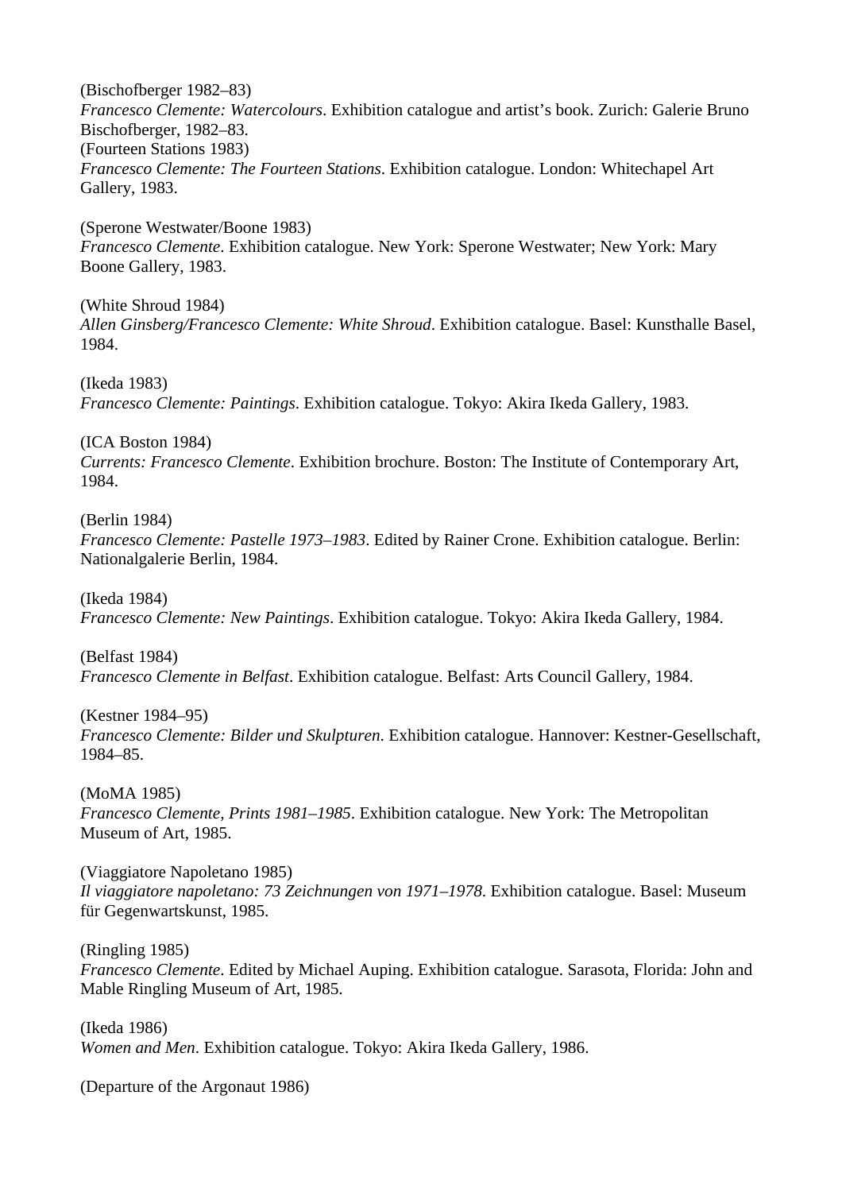(Bischofberger 1982–83)
*Francesco Clemente: Watercolours*. Exhibition catalogue and artist's book. Zurich: Galerie Bruno Bischofberger, 1982–83.
(Fourteen Stations 1983)
*Francesco Clemente: The Fourteen Stations*. Exhibition catalogue. London: Whitechapel Art Gallery, 1983.

(Sperone Westwater/Boone 1983)
*Francesco Clemente*. Exhibition catalogue. New York: Sperone Westwater; New York: Mary Boone Gallery, 1983.

(White Shroud 1984)
*Allen Ginsberg/Francesco Clemente: White Shroud*. Exhibition catalogue. Basel: Kunsthalle Basel, 1984.

(Ikeda 1983)
*Francesco Clemente: Paintings*. Exhibition catalogue. Tokyo: Akira Ikeda Gallery, 1983.

(ICA Boston 1984)
*Currents: Francesco Clemente*. Exhibition brochure. Boston: The Institute of Contemporary Art, 1984.

(Berlin 1984)
*Francesco Clemente: Pastelle 1973–1983*. Edited by Rainer Crone. Exhibition catalogue. Berlin: Nationalgalerie Berlin, 1984.

(Ikeda 1984)
*Francesco Clemente: New Paintings*. Exhibition catalogue. Tokyo: Akira Ikeda Gallery, 1984.

(Belfast 1984)
*Francesco Clemente in Belfast*. Exhibition catalogue. Belfast: Arts Council Gallery, 1984.

(Kestner 1984–95)
*Francesco Clemente: Bilder und Skulpturen*. Exhibition catalogue. Hannover: Kestner-Gesellschaft, 1984–85.

(MoMA 1985)
*Francesco Clemente, Prints 1981–1985*. Exhibition catalogue. New York: The Metropolitan Museum of Art, 1985.

(Viaggiatore Napoletano 1985)
*Il viaggiatore napoletano: 73 Zeichnungen von 1971–1978*. Exhibition catalogue. Basel: Museum für Gegenwartskunst, 1985.

(Ringling 1985)
*Francesco Clemente*. Edited by Michael Auping. Exhibition catalogue. Sarasota, Florida: John and Mable Ringling Museum of Art, 1985.

(Ikeda 1986)
*Women and Men*. Exhibition catalogue. Tokyo: Akira Ikeda Gallery, 1986.

(Departure of the Argonaut 1986)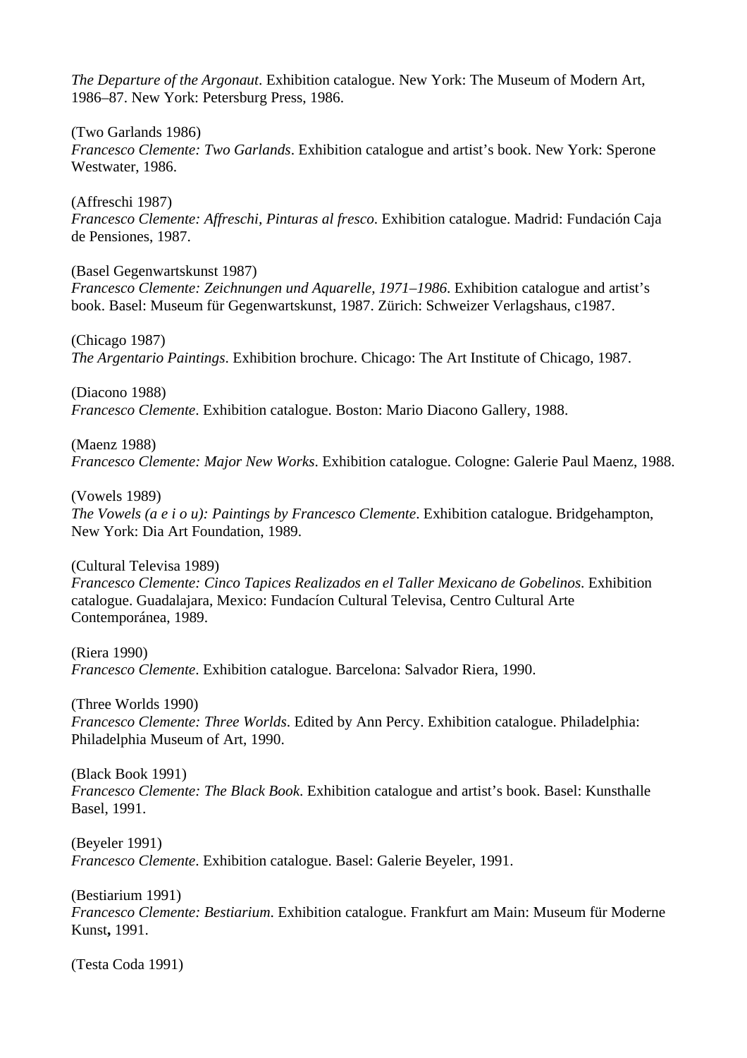*The Departure of the Argonaut*. Exhibition catalogue. New York: The Museum of Modern Art, 1986–87. New York: Petersburg Press, 1986.

(Two Garlands 1986)
*Francesco Clemente: Two Garlands*. Exhibition catalogue and artist's book. New York: Sperone Westwater, 1986.

(Affreschi 1987)
*Francesco Clemente: Affreschi, Pinturas al fresco*. Exhibition catalogue. Madrid: Fundación Caja de Pensiones, 1987.

(Basel Gegenwartskunst 1987)
*Francesco Clemente: Zeichnungen und Aquarelle, 1971–1986*. Exhibition catalogue and artist's book. Basel: Museum für Gegenwartskunst, 1987. Zürich: Schweizer Verlagshaus, c1987.

(Chicago 1987)
*The Argentario Paintings*. Exhibition brochure. Chicago: The Art Institute of Chicago, 1987.

(Diacono 1988)
*Francesco Clemente*. Exhibition catalogue. Boston: Mario Diacono Gallery, 1988.

(Maenz 1988)
*Francesco Clemente: Major New Works*. Exhibition catalogue. Cologne: Galerie Paul Maenz, 1988.

(Vowels 1989)
*The Vowels (a e i o u): Paintings by Francesco Clemente*. Exhibition catalogue. Bridgehampton, New York: Dia Art Foundation, 1989.

(Cultural Televisa 1989)
*Francesco Clemente: Cinco Tapices Realizados en el Taller Mexicano de Gobelinos*. Exhibition catalogue. Guadalajara, Mexico: Fundacíon Cultural Televisa, Centro Cultural Arte Contemporánea, 1989.

(Riera 1990)
*Francesco Clemente*. Exhibition catalogue. Barcelona: Salvador Riera, 1990.

(Three Worlds 1990)
*Francesco Clemente: Three Worlds*. Edited by Ann Percy. Exhibition catalogue. Philadelphia: Philadelphia Museum of Art, 1990.

(Black Book 1991)
*Francesco Clemente: The Black Book*. Exhibition catalogue and artist's book. Basel: Kunsthalle Basel, 1991.

(Beyeler 1991)
*Francesco Clemente*. Exhibition catalogue. Basel: Galerie Beyeler, 1991.

(Bestiarium 1991)
*Francesco Clemente: Bestiarium*. Exhibition catalogue. Frankfurt am Main: Museum für Moderne Kunst**,** 1991.

(Testa Coda 1991)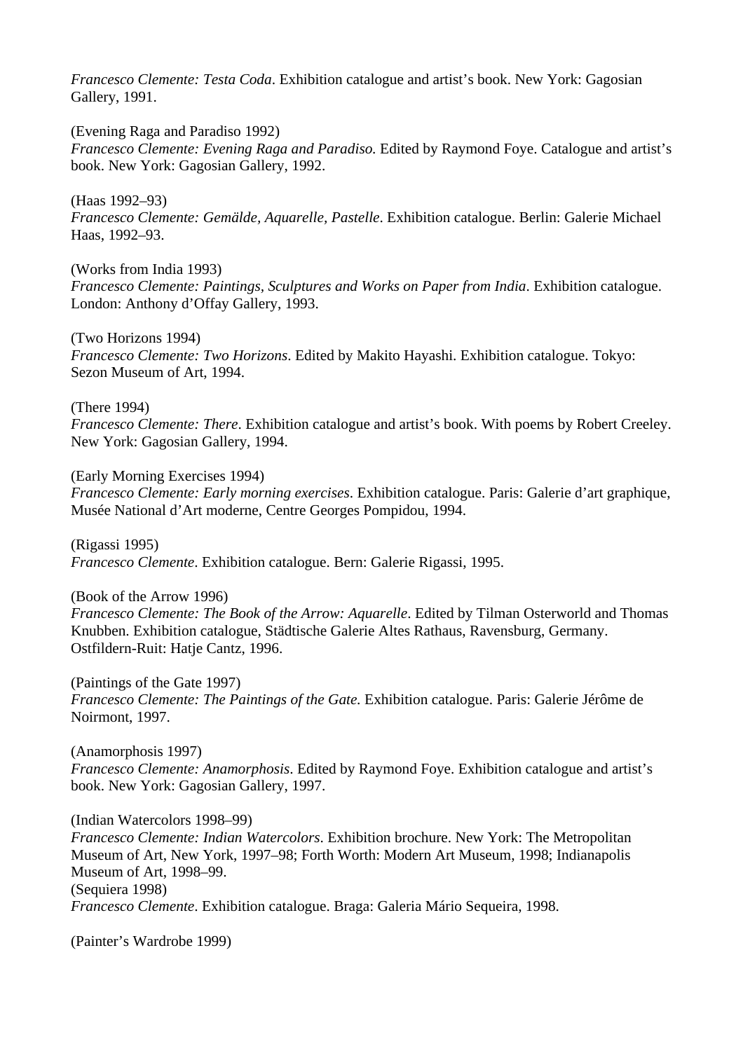*Francesco Clemente: Testa Coda*. Exhibition catalogue and artist's book. New York: Gagosian Gallery, 1991.

(Evening Raga and Paradiso 1992)
*Francesco Clemente: Evening Raga and Paradiso.* Edited by Raymond Foye. Catalogue and artist's book. New York: Gagosian Gallery, 1992.

(Haas 1992–93)
*Francesco Clemente: Gemälde, Aquarelle, Pastelle*. Exhibition catalogue. Berlin: Galerie Michael Haas, 1992–93.

(Works from India 1993)
*Francesco Clemente: Paintings, Sculptures and Works on Paper from India*. Exhibition catalogue. London: Anthony d'Offay Gallery, 1993.

(Two Horizons 1994)
*Francesco Clemente: Two Horizons*. Edited by Makito Hayashi. Exhibition catalogue. Tokyo: Sezon Museum of Art, 1994.

(There 1994)
*Francesco Clemente: There*. Exhibition catalogue and artist's book. With poems by Robert Creeley. New York: Gagosian Gallery, 1994.

(Early Morning Exercises 1994)
*Francesco Clemente: Early morning exercises*. Exhibition catalogue. Paris: Galerie d'art graphique, Musée National d'Art moderne, Centre Georges Pompidou, 1994.

(Rigassi 1995)
*Francesco Clemente*. Exhibition catalogue. Bern: Galerie Rigassi, 1995.

(Book of the Arrow 1996)
*Francesco Clemente: The Book of the Arrow: Aquarelle*. Edited by Tilman Osterworld and Thomas Knubben. Exhibition catalogue, Städtische Galerie Altes Rathaus, Ravensburg, Germany. Ostfildern-Ruit: Hatje Cantz, 1996.

(Paintings of the Gate 1997)
*Francesco Clemente: The Paintings of the Gate.* Exhibition catalogue. Paris: Galerie Jérôme de Noirmont, 1997.

(Anamorphosis 1997)
*Francesco Clemente: Anamorphosis*. Edited by Raymond Foye. Exhibition catalogue and artist's book. New York: Gagosian Gallery, 1997.

(Indian Watercolors 1998–99)
*Francesco Clemente: Indian Watercolors*. Exhibition brochure. New York: The Metropolitan Museum of Art, New York, 1997–98; Forth Worth: Modern Art Museum, 1998; Indianapolis Museum of Art, 1998–99.
(Sequiera 1998)
*Francesco Clemente*. Exhibition catalogue. Braga: Galeria Mário Sequeira, 1998.

(Painter's Wardrobe 1999)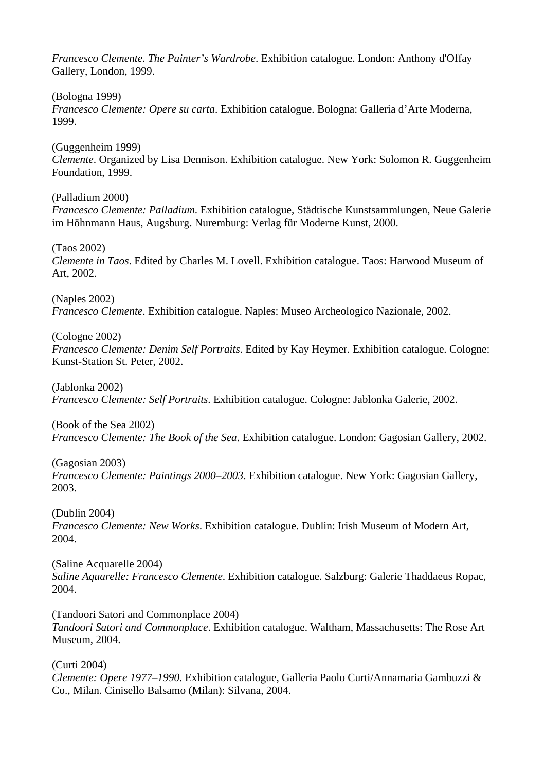*Francesco Clemente. The Painter's Wardrobe*. Exhibition catalogue. London: Anthony d'Offay Gallery, London, 1999.

(Bologna 1999)
*Francesco Clemente: Opere su carta*. Exhibition catalogue. Bologna: Galleria d'Arte Moderna, 1999.

(Guggenheim 1999)
*Clemente*. Organized by Lisa Dennison. Exhibition catalogue. New York: Solomon R. Guggenheim Foundation, 1999.

(Palladium 2000)
*Francesco Clemente: Palladium*. Exhibition catalogue, Städtische Kunstsammlungen, Neue Galerie im Höhnmann Haus, Augsburg. Nuremburg: Verlag für Moderne Kunst, 2000.

(Taos 2002)
*Clemente in Taos*. Edited by Charles M. Lovell. Exhibition catalogue. Taos: Harwood Museum of Art, 2002.

(Naples 2002)
*Francesco Clemente*. Exhibition catalogue. Naples: Museo Archeologico Nazionale, 2002.

(Cologne 2002)
*Francesco Clemente: Denim Self Portraits*. Edited by Kay Heymer. Exhibition catalogue. Cologne: Kunst-Station St. Peter, 2002.

(Jablonka 2002)
*Francesco Clemente: Self Portraits*. Exhibition catalogue. Cologne: Jablonka Galerie, 2002.

(Book of the Sea 2002)
*Francesco Clemente: The Book of the Sea*. Exhibition catalogue. London: Gagosian Gallery, 2002.

(Gagosian 2003)
*Francesco Clemente: Paintings 2000–2003*. Exhibition catalogue. New York: Gagosian Gallery, 2003.

(Dublin 2004)
*Francesco Clemente: New Works*. Exhibition catalogue. Dublin: Irish Museum of Modern Art, 2004.

(Saline Acquarelle 2004)
*Saline Aquarelle: Francesco Clemente*. Exhibition catalogue. Salzburg: Galerie Thaddaeus Ropac, 2004.

(Tandoori Satori and Commonplace 2004)
*Tandoori Satori and Commonplace*. Exhibition catalogue. Waltham, Massachusetts: The Rose Art Museum, 2004.

(Curti 2004)
*Clemente: Opere 1977–1990*. Exhibition catalogue, Galleria Paolo Curti/Annamaria Gambuzzi & Co., Milan. Cinisello Balsamo (Milan): Silvana, 2004.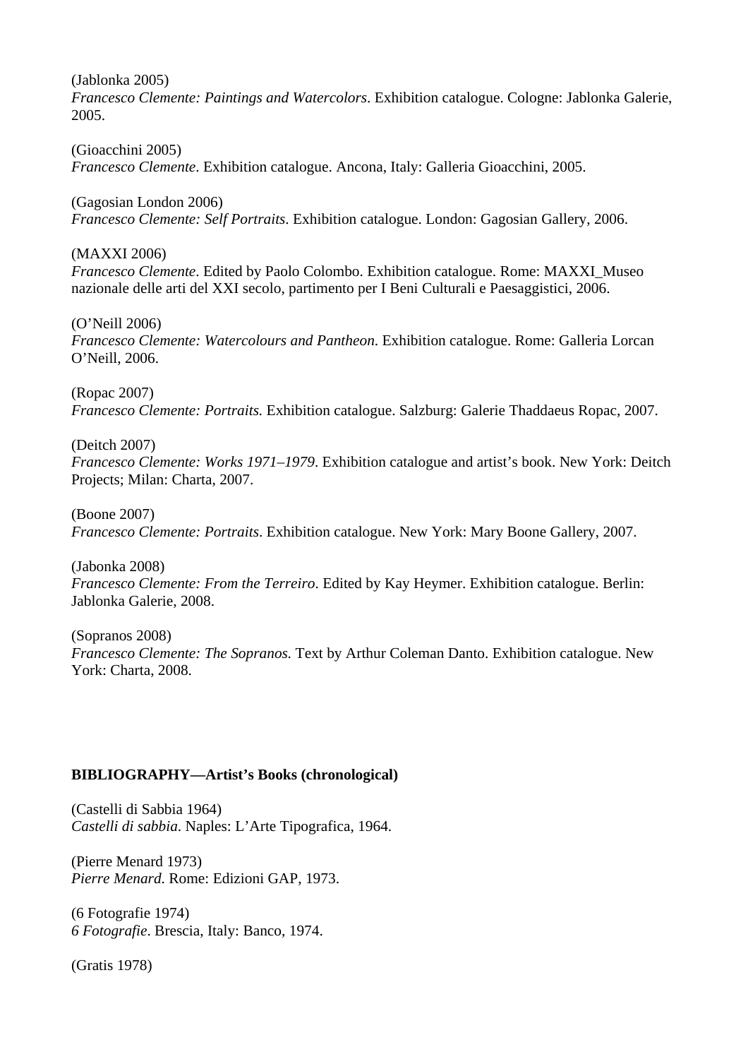(Jablonka 2005)
*Francesco Clemente: Paintings and Watercolors*. Exhibition catalogue. Cologne: Jablonka Galerie, 2005.

(Gioacchini 2005)
*Francesco Clemente*. Exhibition catalogue. Ancona, Italy: Galleria Gioacchini, 2005.

(Gagosian London 2006)
*Francesco Clemente: Self Portraits*. Exhibition catalogue. London: Gagosian Gallery, 2006.

(MAXXI 2006)
*Francesco Clemente*. Edited by Paolo Colombo. Exhibition catalogue. Rome: MAXXI_Museo nazionale delle arti del XXI secolo, partimento per I Beni Culturali e Paesaggistici, 2006.

(O'Neill 2006)
*Francesco Clemente: Watercolours and Pantheon*. Exhibition catalogue. Rome: Galleria Lorcan O'Neill, 2006.

(Ropac 2007)
*Francesco Clemente: Portraits.* Exhibition catalogue. Salzburg: Galerie Thaddaeus Ropac, 2007.

(Deitch 2007)
*Francesco Clemente: Works 1971–1979*. Exhibition catalogue and artist's book. New York: Deitch Projects; Milan: Charta, 2007.

(Boone 2007)
*Francesco Clemente: Portraits*. Exhibition catalogue. New York: Mary Boone Gallery, 2007.

(Jabonka 2008)
*Francesco Clemente: From the Terreiro*. Edited by Kay Heymer. Exhibition catalogue. Berlin: Jablonka Galerie, 2008.

(Sopranos 2008)
*Francesco Clemente: The Sopranos.* Text by Arthur Coleman Danto. Exhibition catalogue. New York: Charta, 2008.

**BIBLIOGRAPHY—Artist's Books (chronological)**

(Castelli di Sabbia 1964)
*Castelli di sabbia*. Naples: L'Arte Tipografica, 1964.

(Pierre Menard 1973)
*Pierre Menard*. Rome: Edizioni GAP, 1973.

(6 Fotografie 1974)
*6 Fotografie*. Brescia, Italy: Banco, 1974.

(Gratis 1978)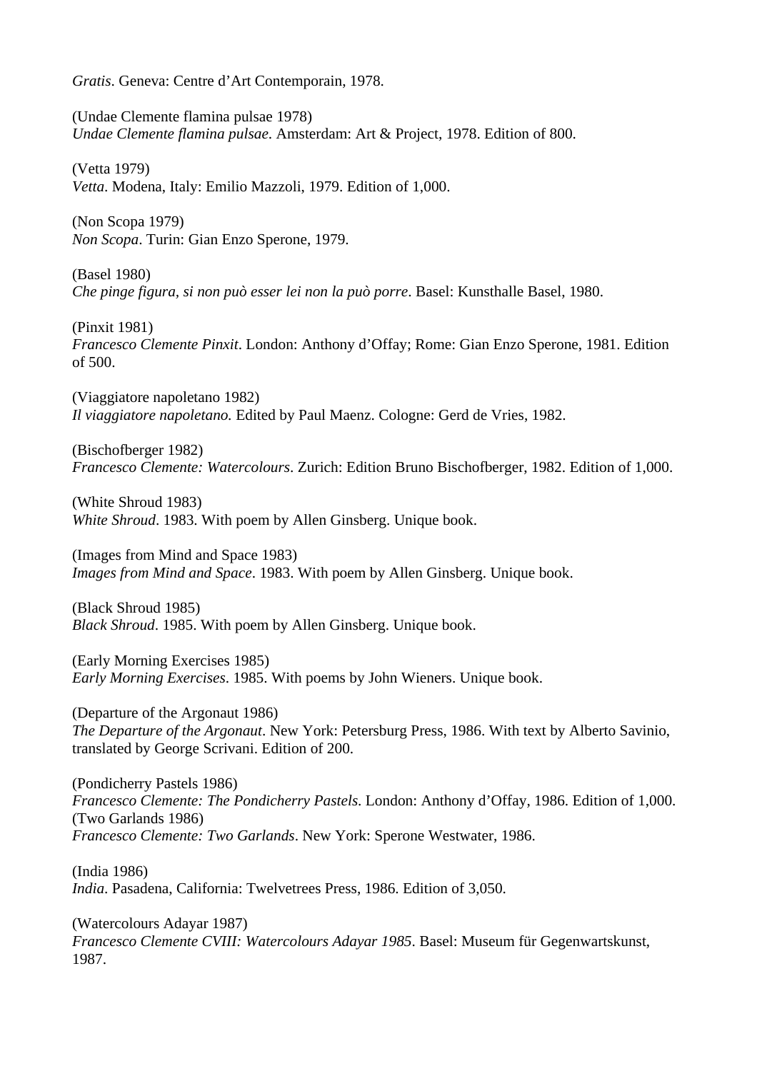*Gratis*. Geneva: Centre d'Art Contemporain, 1978.

(Undae Clemente flamina pulsae 1978)
*Undae Clemente flamina pulsae*. Amsterdam: Art & Project, 1978. Edition of 800.

(Vetta 1979)
*Vetta*. Modena, Italy: Emilio Mazzoli, 1979. Edition of 1,000.

(Non Scopa 1979)
*Non Scopa*. Turin: Gian Enzo Sperone, 1979.

(Basel 1980)
*Che pinge figura, si non può esser lei non la può porre*. Basel: Kunsthalle Basel, 1980.

(Pinxit 1981)
*Francesco Clemente Pinxit*. London: Anthony d'Offay; Rome: Gian Enzo Sperone, 1981. Edition of 500.

(Viaggiatore napoletano 1982)
*Il viaggiatore napoletano.* Edited by Paul Maenz. Cologne: Gerd de Vries, 1982.

(Bischofberger 1982)
*Francesco Clemente: Watercolours*. Zurich: Edition Bruno Bischofberger, 1982. Edition of 1,000.

(White Shroud 1983)
*White Shroud*. 1983. With poem by Allen Ginsberg. Unique book.

(Images from Mind and Space 1983)
*Images from Mind and Space*. 1983. With poem by Allen Ginsberg. Unique book.

(Black Shroud 1985)
*Black Shroud*. 1985. With poem by Allen Ginsberg. Unique book.

(Early Morning Exercises 1985)
*Early Morning Exercises*. 1985. With poems by John Wieners. Unique book.

(Departure of the Argonaut 1986)
*The Departure of the Argonaut*. New York: Petersburg Press, 1986. With text by Alberto Savinio, translated by George Scrivani. Edition of 200.

(Pondicherry Pastels 1986)
*Francesco Clemente: The Pondicherry Pastels*. London: Anthony d'Offay, 1986. Edition of 1,000.

(Two Garlands 1986)
*Francesco Clemente: Two Garlands*. New York: Sperone Westwater, 1986.

(India 1986)
*India*. Pasadena, California: Twelvetrees Press, 1986. Edition of 3,050.

(Watercolours Adayar 1987)
*Francesco Clemente CVIII: Watercolours Adayar 1985*. Basel: Museum für Gegenwartskunst, 1987.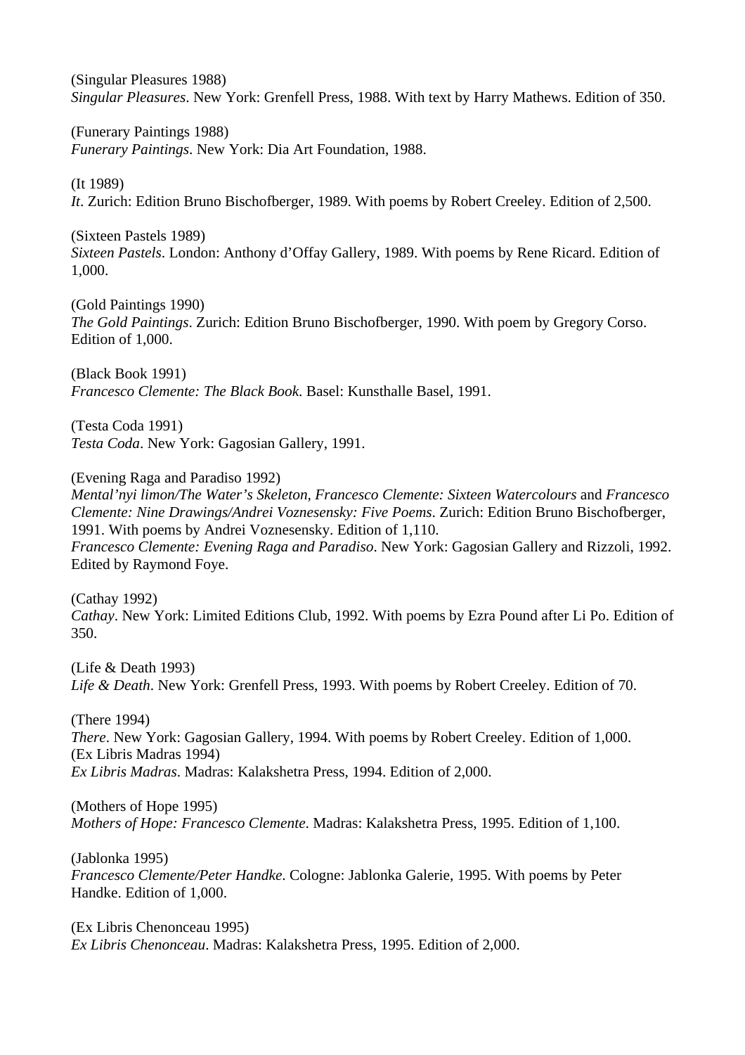(Singular Pleasures 1988)
*Singular Pleasures*. New York: Grenfell Press, 1988. With text by Harry Mathews. Edition of 350.

(Funerary Paintings 1988)
*Funerary Paintings*. New York: Dia Art Foundation, 1988.

(It 1989)
*It*. Zurich: Edition Bruno Bischofberger, 1989. With poems by Robert Creeley. Edition of 2,500.

(Sixteen Pastels 1989)
*Sixteen Pastels*. London: Anthony d'Offay Gallery, 1989. With poems by Rene Ricard. Edition of 1,000.

(Gold Paintings 1990)
*The Gold Paintings*. Zurich: Edition Bruno Bischofberger, 1990. With poem by Gregory Corso. Edition of 1,000.

(Black Book 1991)
*Francesco Clemente: The Black Book*. Basel: Kunsthalle Basel, 1991.

(Testa Coda 1991)
*Testa Coda*. New York: Gagosian Gallery, 1991.

(Evening Raga and Paradiso 1992)
*Mental'nyi limon/The Water's Skeleton*, *Francesco Clemente: Sixteen Watercolours* and *Francesco Clemente: Nine Drawings/Andrei Voznesensky: Five Poems*. Zurich: Edition Bruno Bischofberger, 1991. With poems by Andrei Voznesensky. Edition of 1,110.
*Francesco Clemente: Evening Raga and Paradiso*. New York: Gagosian Gallery and Rizzoli, 1992. Edited by Raymond Foye.

(Cathay 1992)
*Cathay*. New York: Limited Editions Club, 1992. With poems by Ezra Pound after Li Po. Edition of 350.

(Life & Death 1993)
*Life & Death*. New York: Grenfell Press, 1993. With poems by Robert Creeley. Edition of 70.

(There 1994)
*There*. New York: Gagosian Gallery, 1994. With poems by Robert Creeley. Edition of 1,000.
(Ex Libris Madras 1994)
*Ex Libris Madras*. Madras: Kalakshetra Press, 1994. Edition of 2,000.

(Mothers of Hope 1995)
*Mothers of Hope: Francesco Clemente*. Madras: Kalakshetra Press, 1995. Edition of 1,100.

(Jablonka 1995)
*Francesco Clemente/Peter Handke*. Cologne: Jablonka Galerie, 1995. With poems by Peter Handke. Edition of 1,000.

(Ex Libris Chenonceau 1995)
*Ex Libris Chenonceau*. Madras: Kalakshetra Press, 1995. Edition of 2,000.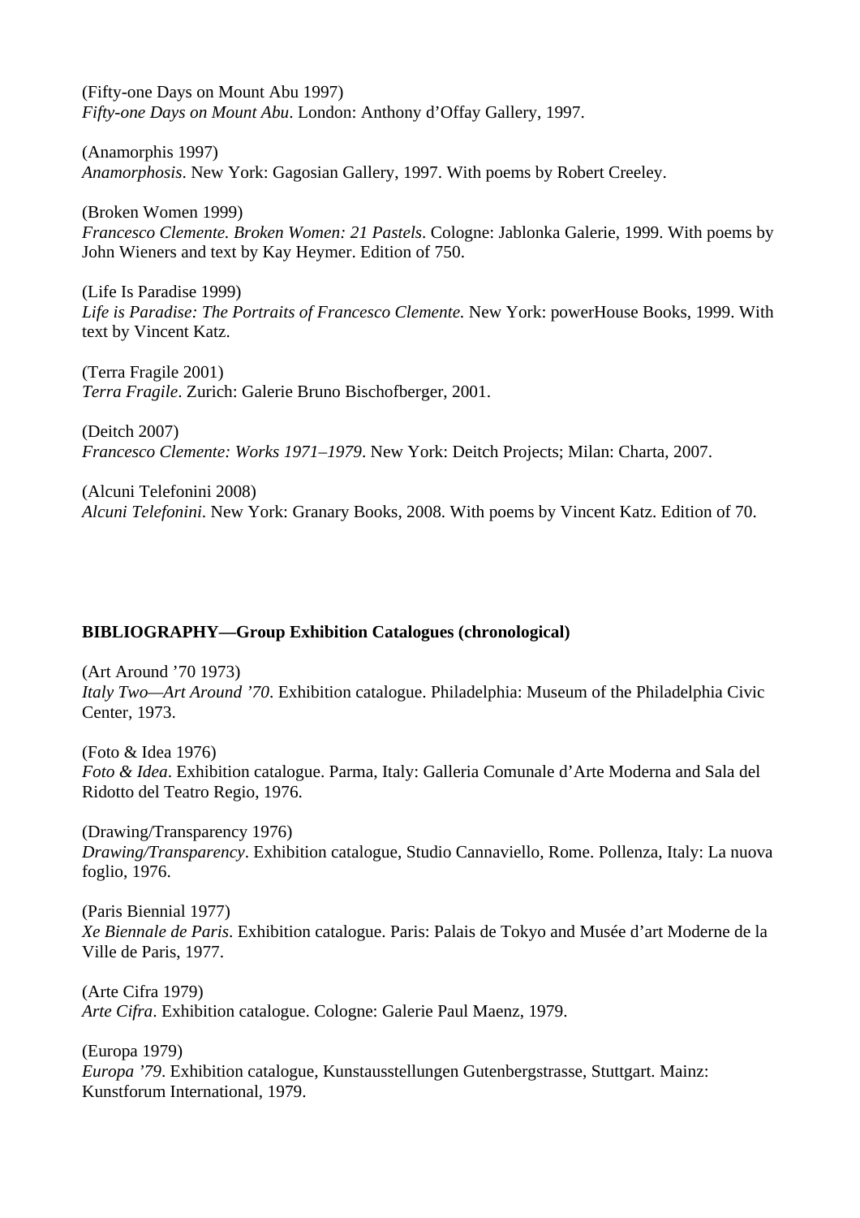(Fifty-one Days on Mount Abu 1997)
*Fifty-one Days on Mount Abu*. London: Anthony d'Offay Gallery, 1997.

(Anamorphis 1997)
*Anamorphosis*. New York: Gagosian Gallery, 1997. With poems by Robert Creeley.

(Broken Women 1999)
*Francesco Clemente. Broken Women: 21 Pastels*. Cologne: Jablonka Galerie, 1999. With poems by John Wieners and text by Kay Heymer. Edition of 750.

(Life Is Paradise 1999)
*Life is Paradise: The Portraits of Francesco Clemente.* New York: powerHouse Books, 1999. With text by Vincent Katz.

(Terra Fragile 2001)
*Terra Fragile*. Zurich: Galerie Bruno Bischofberger, 2001.

(Deitch 2007)
*Francesco Clemente: Works 1971–1979*. New York: Deitch Projects; Milan: Charta, 2007.

(Alcuni Telefonini 2008)
*Alcuni Telefonini*. New York: Granary Books, 2008. With poems by Vincent Katz. Edition of 70.

**BIBLIOGRAPHY—Group Exhibition Catalogues (chronological)**

(Art Around '70 1973)
*Italy Two—Art Around '70*. Exhibition catalogue. Philadelphia: Museum of the Philadelphia Civic Center, 1973.

(Foto & Idea 1976)
*Foto & Idea*. Exhibition catalogue. Parma, Italy: Galleria Comunale d'Arte Moderna and Sala del Ridotto del Teatro Regio, 1976.

(Drawing/Transparency 1976)
*Drawing/Transparency*. Exhibition catalogue, Studio Cannaviello, Rome. Pollenza, Italy: La nuova foglio, 1976.

(Paris Biennial 1977)
*Xe Biennale de Paris*. Exhibition catalogue. Paris: Palais de Tokyo and Musée d'art Moderne de la Ville de Paris, 1977.

(Arte Cifra 1979)
*Arte Cifra*. Exhibition catalogue. Cologne: Galerie Paul Maenz, 1979.

(Europa 1979)
*Europa '79*. Exhibition catalogue, Kunstausstellungen Gutenbergstrasse, Stuttgart. Mainz: Kunstforum International, 1979.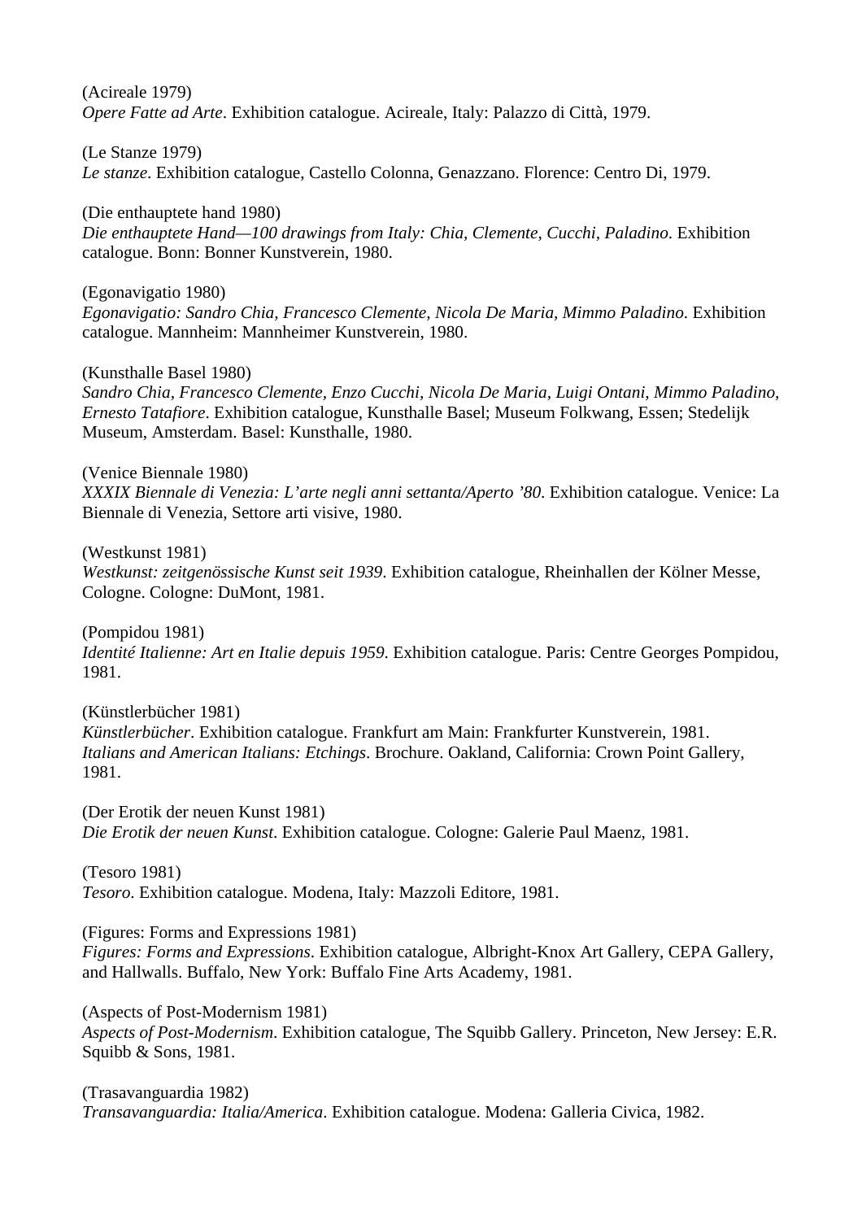(Acireale 1979)
*Opere Fatte ad Arte*. Exhibition catalogue. Acireale, Italy: Palazzo di Città, 1979.

(Le Stanze 1979)
*Le stanze*. Exhibition catalogue, Castello Colonna, Genazzano. Florence: Centro Di, 1979.

(Die enthauptete hand 1980)
*Die enthauptete Hand—100 drawings from Italy: Chia, Clemente, Cucchi, Paladino*. Exhibition catalogue. Bonn: Bonner Kunstverein, 1980.

(Egonavigatio 1980)
*Egonavigatio: Sandro Chia, Francesco Clemente, Nicola De Maria, Mimmo Paladino*. Exhibition catalogue. Mannheim: Mannheimer Kunstverein, 1980.

(Kunsthalle Basel 1980)
*Sandro Chia, Francesco Clemente, Enzo Cucchi, Nicola De Maria, Luigi Ontani, Mimmo Paladino, Ernesto Tatafiore*. Exhibition catalogue, Kunsthalle Basel; Museum Folkwang, Essen; Stedelijk Museum, Amsterdam. Basel: Kunsthalle, 1980.

(Venice Biennale 1980)
*XXXIX Biennale di Venezia: L'arte negli anni settanta/Aperto '80*. Exhibition catalogue. Venice: La Biennale di Venezia, Settore arti visive, 1980.

(Westkunst 1981)
*Westkunst: zeitgenössische Kunst seit 1939*. Exhibition catalogue, Rheinhallen der Kölner Messe, Cologne. Cologne: DuMont, 1981.

(Pompidou 1981)
*Identité Italienne: Art en Italie depuis 1959*. Exhibition catalogue. Paris: Centre Georges Pompidou, 1981.

(Künstlerbücher 1981)
*Künstlerbücher*. Exhibition catalogue. Frankfurt am Main: Frankfurter Kunstverein, 1981.
*Italians and American Italians: Etchings*. Brochure. Oakland, California: Crown Point Gallery, 1981.

(Der Erotik der neuen Kunst 1981)
*Die Erotik der neuen Kunst*. Exhibition catalogue. Cologne: Galerie Paul Maenz, 1981.

(Tesoro 1981)
*Tesoro*. Exhibition catalogue. Modena, Italy: Mazzoli Editore, 1981.

(Figures: Forms and Expressions 1981)
*Figures: Forms and Expressions*. Exhibition catalogue, Albright-Knox Art Gallery, CEPA Gallery, and Hallwalls. Buffalo, New York: Buffalo Fine Arts Academy, 1981.

(Aspects of Post-Modernism 1981)
*Aspects of Post-Modernism*. Exhibition catalogue, The Squibb Gallery. Princeton, New Jersey: E.R. Squibb & Sons, 1981.

(Trasavanguardia 1982)
*Transavanguardia: Italia/America*. Exhibition catalogue. Modena: Galleria Civica, 1982.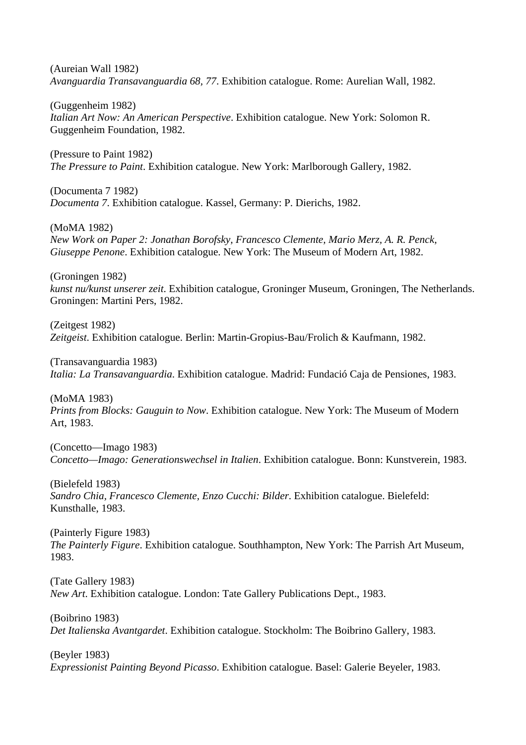(Aureian Wall 1982)
*Avanguardia Transavanguardia 68, 77*. Exhibition catalogue. Rome: Aurelian Wall, 1982.

(Guggenheim 1982)
*Italian Art Now: An American Perspective*. Exhibition catalogue. New York: Solomon R. Guggenheim Foundation, 1982.

(Pressure to Paint 1982)
*The Pressure to Paint*. Exhibition catalogue. New York: Marlborough Gallery, 1982.

(Documenta 7 1982)
*Documenta 7*. Exhibition catalogue. Kassel, Germany: P. Dierichs, 1982.

(MoMA 1982)
*New Work on Paper 2: Jonathan Borofsky, Francesco Clemente, Mario Merz, A. R. Penck, Giuseppe Penone*. Exhibition catalogue. New York: The Museum of Modern Art, 1982.

(Groningen 1982)
*kunst nu/kunst unserer zeit*. Exhibition catalogue, Groninger Museum, Groningen, The Netherlands. Groningen: Martini Pers, 1982.

(Zeitgest 1982)
*Zeitgeist*. Exhibition catalogue. Berlin: Martin-Gropius-Bau/Frolich & Kaufmann, 1982.

(Transavanguardia 1983)
*Italia: La Transavanguardia*. Exhibition catalogue. Madrid: Fundació Caja de Pensiones, 1983.

(MoMA 1983)
*Prints from Blocks: Gauguin to Now*. Exhibition catalogue. New York: The Museum of Modern Art, 1983.

(Concetto—Imago 1983)
*Concetto—Imago: Generationswechsel in Italien*. Exhibition catalogue. Bonn: Kunstverein, 1983.

(Bielefeld 1983)
*Sandro Chia, Francesco Clemente, Enzo Cucchi: Bilder*. Exhibition catalogue. Bielefeld: Kunsthalle, 1983.

(Painterly Figure 1983)
*The Painterly Figure*. Exhibition catalogue. Southhampton, New York: The Parrish Art Museum, 1983.

(Tate Gallery 1983)
*New Art*. Exhibition catalogue. London: Tate Gallery Publications Dept., 1983.

(Boibrino 1983)
*Det Italienska Avantgardet*. Exhibition catalogue. Stockholm: The Boibrino Gallery, 1983.

(Beyler 1983)
*Expressionist Painting Beyond Picasso*. Exhibition catalogue. Basel: Galerie Beyeler, 1983.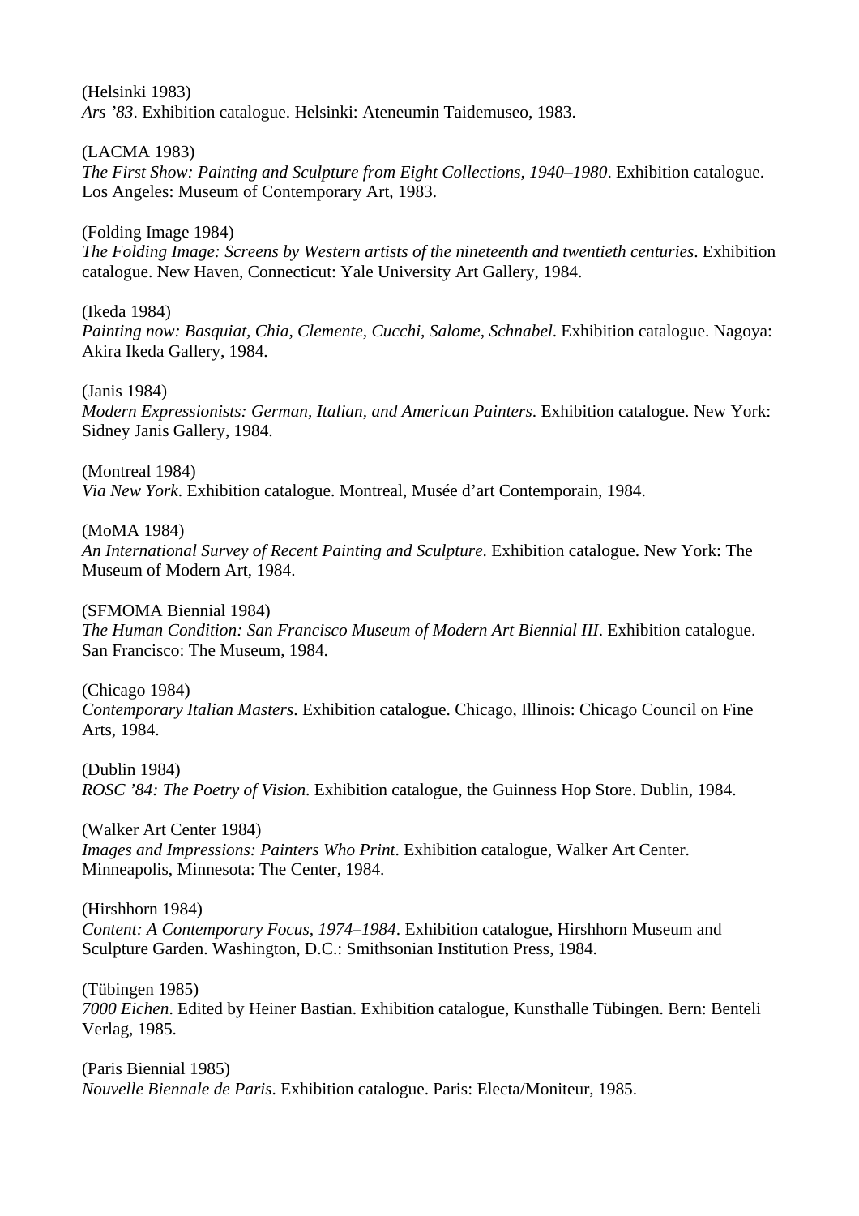(Helsinki 1983)
*Ars ’83*. Exhibition catalogue. Helsinki: Ateneumin Taidemuseo, 1983.

(LACMA 1983)
*The First Show: Painting and Sculpture from Eight Collections, 1940–1980*. Exhibition catalogue. Los Angeles: Museum of Contemporary Art, 1983.

(Folding Image 1984)
*The Folding Image: Screens by Western artists of the nineteenth and twentieth centuries*. Exhibition catalogue. New Haven, Connecticut: Yale University Art Gallery, 1984.

(Ikeda 1984)
*Painting now: Basquiat, Chia, Clemente, Cucchi, Salome, Schnabel*. Exhibition catalogue. Nagoya: Akira Ikeda Gallery, 1984.

(Janis 1984)
*Modern Expressionists: German, Italian, and American Painters*. Exhibition catalogue. New York: Sidney Janis Gallery, 1984.

(Montreal 1984)
*Via New York*. Exhibition catalogue. Montreal, Musée d’art Contemporain, 1984.

(MoMA 1984)
*An International Survey of Recent Painting and Sculpture*. Exhibition catalogue. New York: The Museum of Modern Art, 1984.

(SFMOMA Biennial 1984)
*The Human Condition: San Francisco Museum of Modern Art Biennial III*. Exhibition catalogue. San Francisco: The Museum, 1984.

(Chicago 1984)
*Contemporary Italian Masters*. Exhibition catalogue. Chicago, Illinois: Chicago Council on Fine Arts, 1984.

(Dublin 1984)
*ROSC ’84: The Poetry of Vision*. Exhibition catalogue, the Guinness Hop Store. Dublin, 1984.

(Walker Art Center 1984)
*Images and Impressions: Painters Who Print*. Exhibition catalogue, Walker Art Center. Minneapolis, Minnesota: The Center, 1984.

(Hirshhorn 1984)
*Content: A Contemporary Focus, 1974–1984*. Exhibition catalogue, Hirshhorn Museum and Sculpture Garden. Washington, D.C.: Smithsonian Institution Press, 1984.

(Tübingen 1985)
*7000 Eichen*. Edited by Heiner Bastian. Exhibition catalogue, Kunsthalle Tübingen. Bern: Benteli Verlag, 1985.

(Paris Biennial 1985)
*Nouvelle Biennale de Paris*. Exhibition catalogue. Paris: Electa/Moniteur, 1985.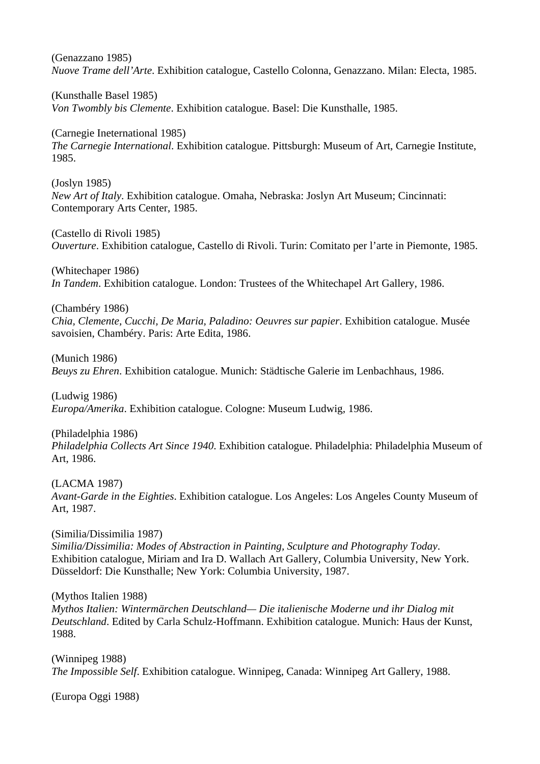(Genazzano 1985)
*Nuove Trame dell'Arte*. Exhibition catalogue, Castello Colonna, Genazzano. Milan: Electa, 1985.

(Kunsthalle Basel 1985)
*Von Twombly bis Clemente*. Exhibition catalogue. Basel: Die Kunsthalle, 1985.

(Carnegie Ineternational 1985)
*The Carnegie International*. Exhibition catalogue. Pittsburgh: Museum of Art, Carnegie Institute, 1985.

(Joslyn 1985)
*New Art of Italy*. Exhibition catalogue. Omaha, Nebraska: Joslyn Art Museum; Cincinnati: Contemporary Arts Center, 1985.

(Castello di Rivoli 1985)
*Ouverture*. Exhibition catalogue, Castello di Rivoli. Turin: Comitato per l'arte in Piemonte, 1985.

(Whitechaper 1986)
*In Tandem*. Exhibition catalogue. London: Trustees of the Whitechapel Art Gallery, 1986.

(Chambéry 1986)
*Chia, Clemente, Cucchi, De Maria, Paladino: Oeuvres sur papier*. Exhibition catalogue. Musée savoisien, Chambéry. Paris: Arte Edita, 1986.

(Munich 1986)
*Beuys zu Ehren*. Exhibition catalogue. Munich: Städtische Galerie im Lenbachhaus, 1986.

(Ludwig 1986)
*Europa/Amerika*. Exhibition catalogue. Cologne: Museum Ludwig, 1986.

(Philadelphia 1986)
*Philadelphia Collects Art Since 1940*. Exhibition catalogue. Philadelphia: Philadelphia Museum of Art, 1986.

(LACMA 1987)
*Avant-Garde in the Eighties*. Exhibition catalogue. Los Angeles: Los Angeles County Museum of Art, 1987.

(Similia/Dissimilia 1987)
*Similia/Dissimilia: Modes of Abstraction in Painting, Sculpture and Photography Today*. Exhibition catalogue, Miriam and Ira D. Wallach Art Gallery, Columbia University, New York. Düsseldorf: Die Kunsthalle; New York: Columbia University, 1987.

(Mythos Italien 1988)
*Mythos Italien: Wintermärchen Deutschland— Die italienische Moderne und ihr Dialog mit Deutschland*. Edited by Carla Schulz-Hoffmann. Exhibition catalogue. Munich: Haus der Kunst, 1988.

(Winnipeg 1988)
*The Impossible Self*. Exhibition catalogue. Winnipeg, Canada: Winnipeg Art Gallery, 1988.

(Europa Oggi 1988)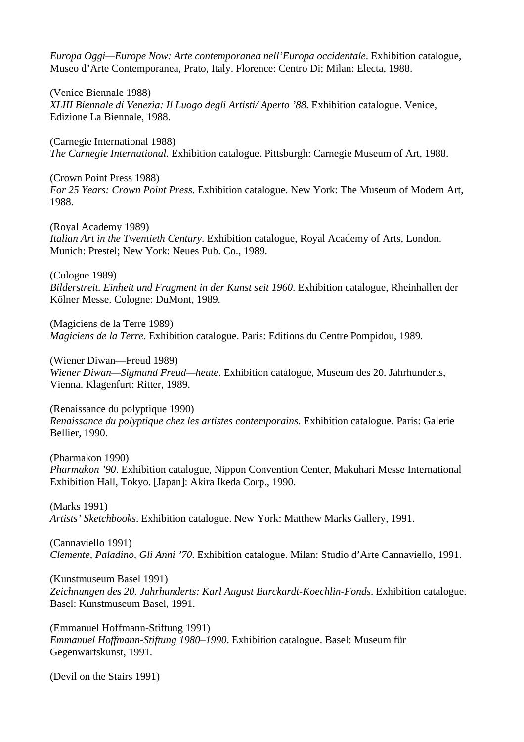*Europa Oggi—Europe Now: Arte contemporanea nell'Europa occidentale*. Exhibition catalogue, Museo d'Arte Contemporanea, Prato, Italy. Florence: Centro Di; Milan: Electa, 1988.

(Venice Biennale 1988)
*XLIII Biennale di Venezia: Il Luogo degli Artisti/ Aperto '88*. Exhibition catalogue. Venice, Edizione La Biennale, 1988.

(Carnegie International 1988)
*The Carnegie International*. Exhibition catalogue. Pittsburgh: Carnegie Museum of Art, 1988.

(Crown Point Press 1988)
*For 25 Years: Crown Point Press*. Exhibition catalogue. New York: The Museum of Modern Art, 1988.

(Royal Academy 1989)
*Italian Art in the Twentieth Century*. Exhibition catalogue, Royal Academy of Arts, London. Munich: Prestel; New York: Neues Pub. Co., 1989.

(Cologne 1989)
*Bilderstreit. Einheit und Fragment in der Kunst seit 1960*. Exhibition catalogue, Rheinhallen der Kölner Messe. Cologne: DuMont, 1989.

(Magiciens de la Terre 1989)
*Magiciens de la Terre*. Exhibition catalogue. Paris: Editions du Centre Pompidou, 1989.

(Wiener Diwan—Freud 1989)
*Wiener Diwan—Sigmund Freud—heute*. Exhibition catalogue, Museum des 20. Jahrhunderts, Vienna. Klagenfurt: Ritter, 1989.

(Renaissance du polyptique 1990)
*Renaissance du polyptique chez les artistes contemporains*. Exhibition catalogue. Paris: Galerie Bellier, 1990.

(Pharmakon 1990)
*Pharmakon '90*. Exhibition catalogue, Nippon Convention Center, Makuhari Messe International Exhibition Hall, Tokyo. [Japan]: Akira Ikeda Corp., 1990.

(Marks 1991)
*Artists' Sketchbooks*. Exhibition catalogue. New York: Matthew Marks Gallery, 1991.

(Cannaviello 1991)
*Clemente, Paladino, Gli Anni '70*. Exhibition catalogue. Milan: Studio d'Arte Cannaviello, 1991.

(Kunstmuseum Basel 1991)
*Zeichnungen des 20. Jahrhunderts: Karl August Burckardt-Koechlin-Fonds*. Exhibition catalogue. Basel: Kunstmuseum Basel, 1991.

(Emmanuel Hoffmann-Stiftung 1991)
*Emmanuel Hoffmann-Stiftung 1980–1990*. Exhibition catalogue. Basel: Museum für Gegenwartskunst, 1991.

(Devil on the Stairs 1991)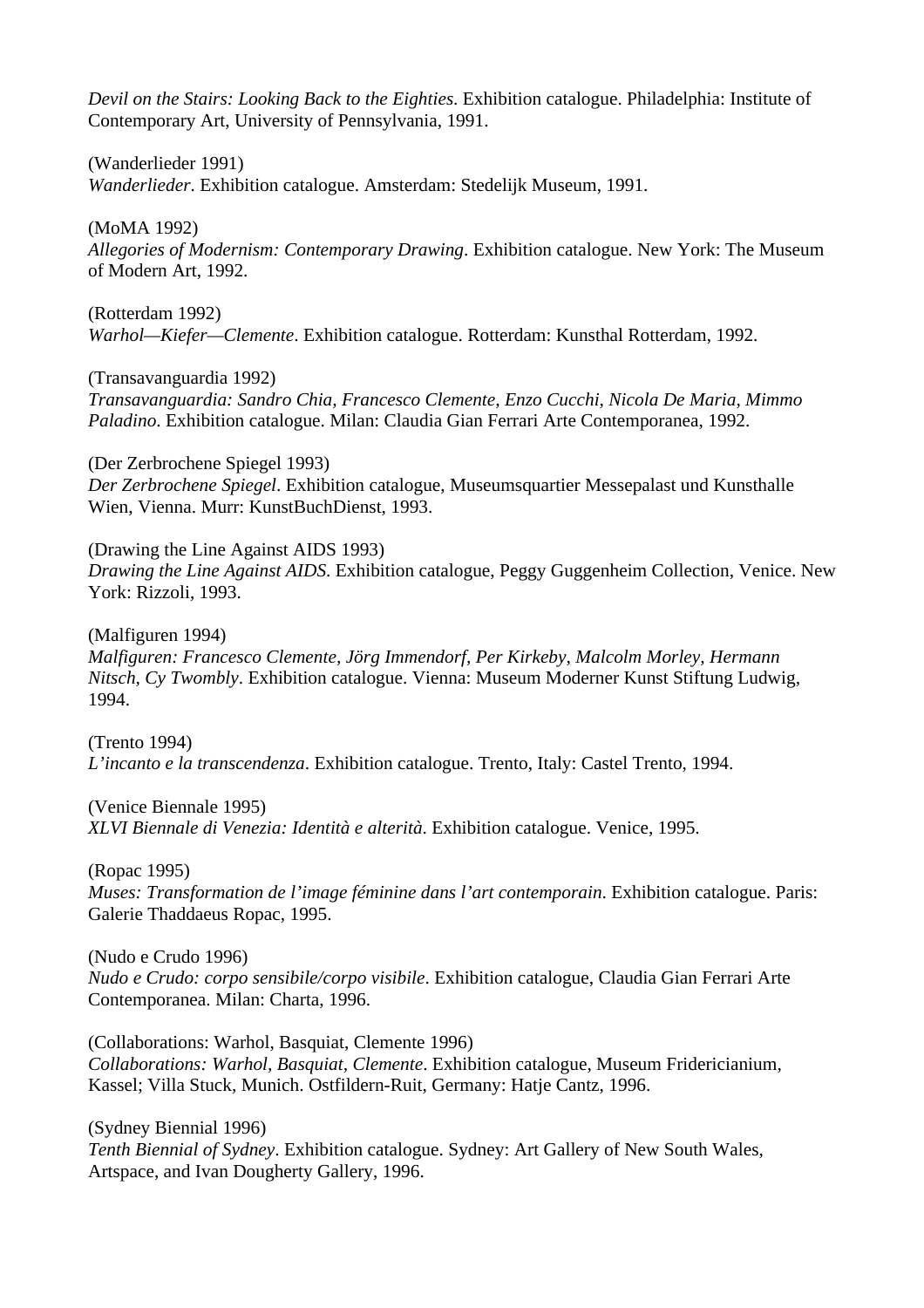*Devil on the Stairs: Looking Back to the Eighties*. Exhibition catalogue. Philadelphia: Institute of Contemporary Art, University of Pennsylvania, 1991.

(Wanderlieder 1991)
*Wanderlieder*. Exhibition catalogue. Amsterdam: Stedelijk Museum, 1991.

(MoMA 1992)
*Allegories of Modernism: Contemporary Drawing*. Exhibition catalogue. New York: The Museum of Modern Art, 1992.

(Rotterdam 1992)
*Warhol—Kiefer—Clemente*. Exhibition catalogue. Rotterdam: Kunsthal Rotterdam, 1992.

(Transavanguardia 1992)
*Transavanguardia: Sandro Chia, Francesco Clemente, Enzo Cucchi, Nicola De Maria, Mimmo Paladino*. Exhibition catalogue. Milan: Claudia Gian Ferrari Arte Contemporanea, 1992.

(Der Zerbrochene Spiegel 1993)
*Der Zerbrochene Spiegel*. Exhibition catalogue, Museumsquartier Messepalast und Kunsthalle Wien, Vienna. Murr: KunstBuchDienst, 1993.

(Drawing the Line Against AIDS 1993)
*Drawing the Line Against AIDS*. Exhibition catalogue, Peggy Guggenheim Collection, Venice. New York: Rizzoli, 1993.

(Malfiguren 1994)
*Malfiguren: Francesco Clemente, Jörg Immendorf, Per Kirkeby, Malcolm Morley, Hermann Nitsch, Cy Twombly*. Exhibition catalogue. Vienna: Museum Moderner Kunst Stiftung Ludwig, 1994.

(Trento 1994)
*L'incanto e la transcendenza*. Exhibition catalogue. Trento, Italy: Castel Trento, 1994.

(Venice Biennale 1995)
*XLVI Biennale di Venezia: Identità e alterità*. Exhibition catalogue. Venice, 1995.

(Ropac 1995)
*Muses: Transformation de l'image féminine dans l'art contemporain*. Exhibition catalogue. Paris: Galerie Thaddaeus Ropac, 1995.

(Nudo e Crudo 1996)
*Nudo e Crudo: corpo sensibile/corpo visibile*. Exhibition catalogue, Claudia Gian Ferrari Arte Contemporanea. Milan: Charta, 1996.

(Collaborations: Warhol, Basquiat, Clemente 1996)
*Collaborations: Warhol, Basquiat, Clemente*. Exhibition catalogue, Museum Fridericianium, Kassel; Villa Stuck, Munich. Ostfildern-Ruit, Germany: Hatje Cantz, 1996.

(Sydney Biennial 1996)
*Tenth Biennial of Sydney*. Exhibition catalogue. Sydney: Art Gallery of New South Wales, Artspace, and Ivan Dougherty Gallery, 1996.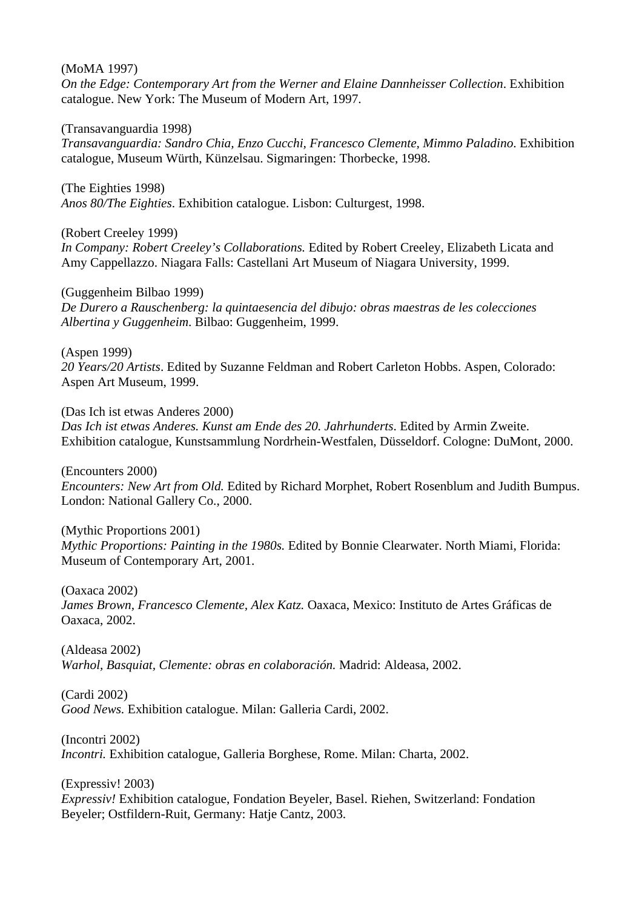(MoMA 1997)
*On the Edge: Contemporary Art from the Werner and Elaine Dannheisser Collection*. Exhibition catalogue. New York: The Museum of Modern Art, 1997.

(Transavanguardia 1998)
*Transavanguardia: Sandro Chia, Enzo Cucchi, Francesco Clemente, Mimmo Paladino*. Exhibition catalogue, Museum Würth, Künzelsau. Sigmaringen: Thorbecke, 1998.

(The Eighties 1998)
*Anos 80/The Eighties*. Exhibition catalogue. Lisbon: Culturgest, 1998.

(Robert Creeley 1999)
*In Company: Robert Creeley's Collaborations.* Edited by Robert Creeley, Elizabeth Licata and Amy Cappellazzo. Niagara Falls: Castellani Art Museum of Niagara University, 1999.

(Guggenheim Bilbao 1999)
*De Durero a Rauschenberg: la quintaesencia del dibujo: obras maestras de les colecciones Albertina y Guggenheim*. Bilbao: Guggenheim, 1999.

(Aspen 1999)
*20 Years/20 Artists*. Edited by Suzanne Feldman and Robert Carleton Hobbs. Aspen, Colorado: Aspen Art Museum, 1999.

(Das Ich ist etwas Anderes 2000)
*Das Ich ist etwas Anderes. Kunst am Ende des 20. Jahrhunderts*. Edited by Armin Zweite. Exhibition catalogue, Kunstsammlung Nordrhein-Westfalen, Düsseldorf. Cologne: DuMont, 2000.

(Encounters 2000)
*Encounters: New Art from Old.* Edited by Richard Morphet, Robert Rosenblum and Judith Bumpus. London: National Gallery Co., 2000.

(Mythic Proportions 2001)
*Mythic Proportions: Painting in the 1980s.* Edited by Bonnie Clearwater. North Miami, Florida: Museum of Contemporary Art, 2001.

(Oaxaca 2002)
*James Brown, Francesco Clemente, Alex Katz.* Oaxaca, Mexico: Instituto de Artes Gráficas de Oaxaca, 2002.

(Aldeasa 2002)
*Warhol, Basquiat, Clemente: obras en colaboración.* Madrid: Aldeasa, 2002.

(Cardi 2002)
*Good News.* Exhibition catalogue. Milan: Galleria Cardi, 2002.

(Incontri 2002)
*Incontri.* Exhibition catalogue, Galleria Borghese, Rome. Milan: Charta, 2002.

(Expressiv! 2003)
*Expressiv!* Exhibition catalogue, Fondation Beyeler, Basel. Riehen, Switzerland: Fondation Beyeler; Ostfildern-Ruit, Germany: Hatje Cantz, 2003.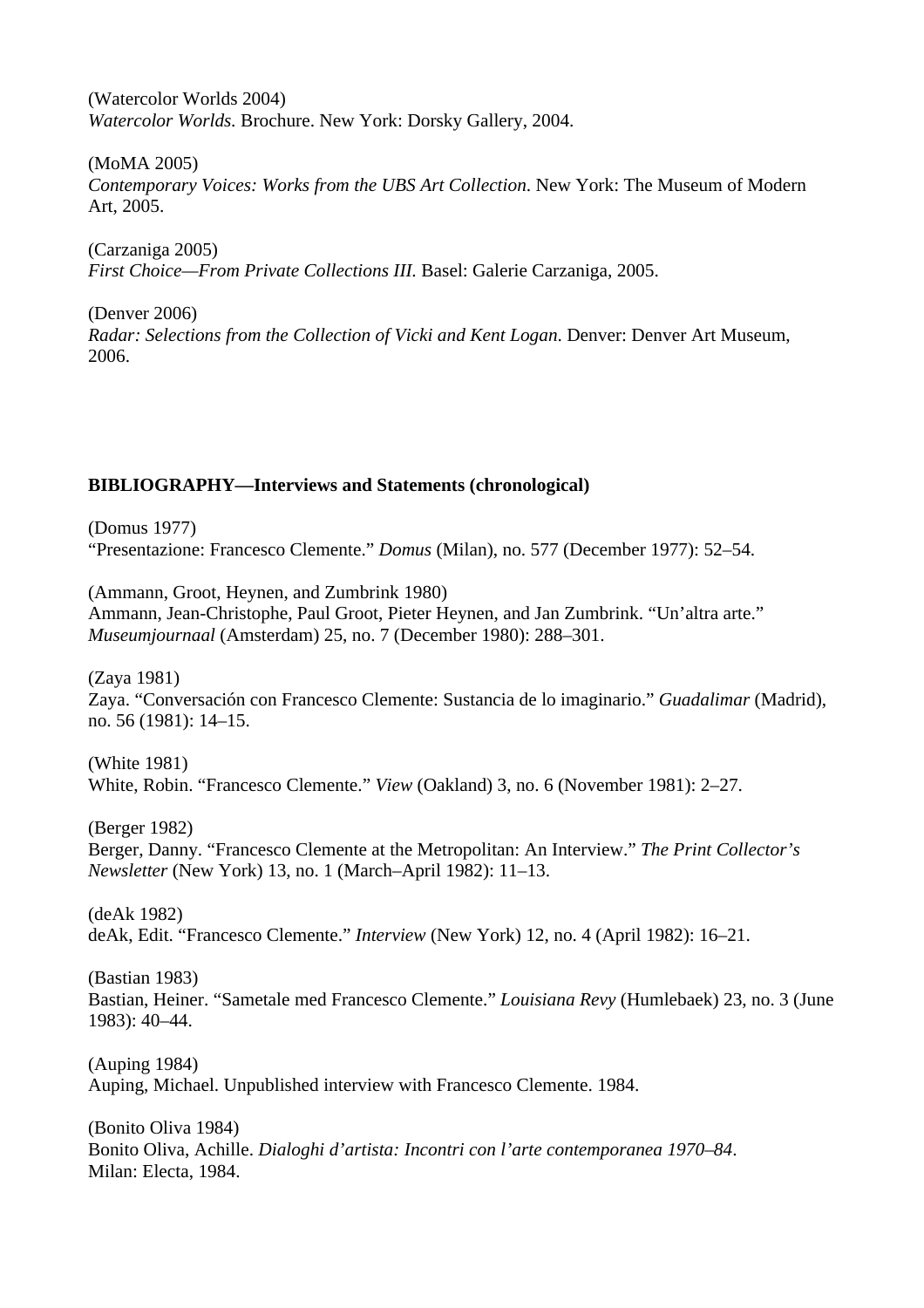(Watercolor Worlds 2004)
*Watercolor Worlds*. Brochure. New York: Dorsky Gallery, 2004.

(MoMA 2005)
*Contemporary Voices: Works from the UBS Art Collection*. New York: The Museum of Modern Art, 2005.

(Carzaniga 2005)
*First Choice—From Private Collections III*. Basel: Galerie Carzaniga, 2005.

(Denver 2006)
*Radar: Selections from the Collection of Vicki and Kent Logan*. Denver: Denver Art Museum, 2006.

**BIBLIOGRAPHY—Interviews and Statements (chronological)**

(Domus 1977)
"Presentazione: Francesco Clemente." *Domus* (Milan), no. 577 (December 1977): 52–54.

(Ammann, Groot, Heynen, and Zumbrink 1980)
Ammann, Jean-Christophe, Paul Groot, Pieter Heynen, and Jan Zumbrink. "Un'altra arte." *Museumjournaal* (Amsterdam) 25, no. 7 (December 1980): 288–301.

(Zaya 1981)
Zaya. "Conversación con Francesco Clemente: Sustancia de lo imaginario." *Guadalimar* (Madrid), no. 56 (1981): 14–15.

(White 1981)
White, Robin. "Francesco Clemente." *View* (Oakland) 3, no. 6 (November 1981): 2–27.

(Berger 1982)
Berger, Danny. "Francesco Clemente at the Metropolitan: An Interview." *The Print Collector's Newsletter* (New York) 13, no. 1 (March–April 1982): 11–13.

(deAk 1982)
deAk, Edit. "Francesco Clemente." *Interview* (New York) 12, no. 4 (April 1982): 16–21.

(Bastian 1983)
Bastian, Heiner. "Sametale med Francesco Clemente." *Louisiana Revy* (Humlebaek) 23, no. 3 (June 1983): 40–44.

(Auping 1984)
Auping, Michael. Unpublished interview with Francesco Clemente. 1984.

(Bonito Oliva 1984)
Bonito Oliva, Achille. *Dialoghi d'artista: Incontri con l'arte contemporanea 1970–84*. Milan: Electa, 1984.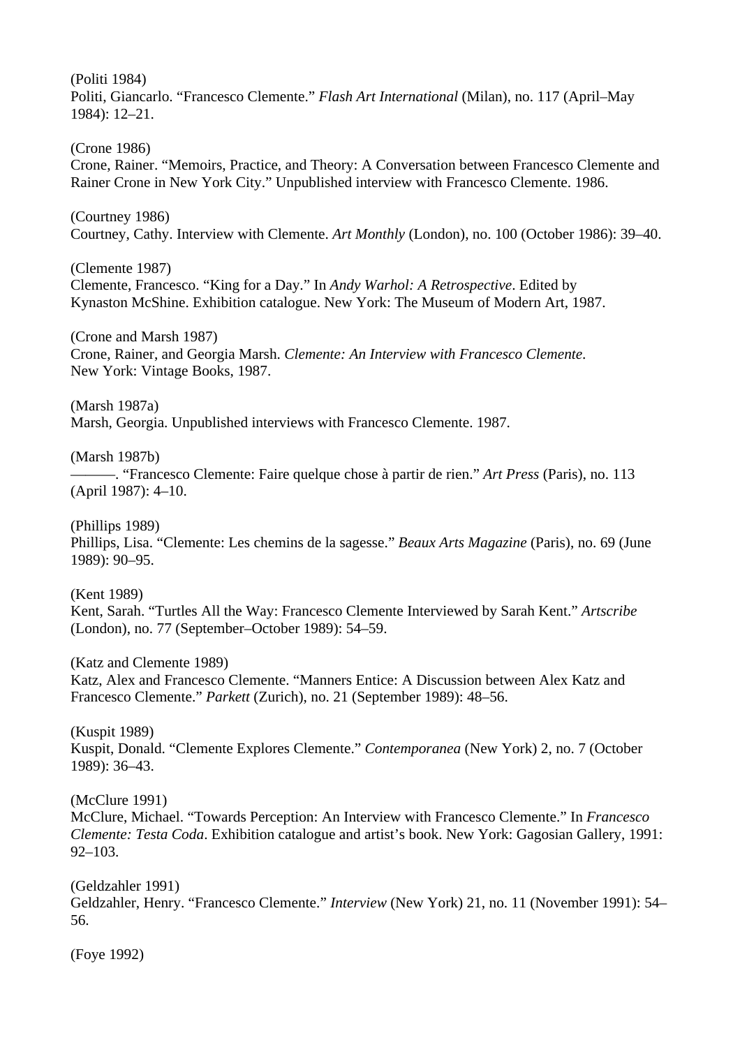(Politi 1984)
Politi, Giancarlo. “Francesco Clemente.” *Flash Art International* (Milan), no. 117 (April–May 1984): 12–21.

(Crone 1986)
Crone, Rainer. “Memoirs, Practice, and Theory: A Conversation between Francesco Clemente and Rainer Crone in New York City.” Unpublished interview with Francesco Clemente. 1986.

(Courtney 1986)
Courtney, Cathy. Interview with Clemente. *Art Monthly* (London), no. 100 (October 1986): 39–40.

(Clemente 1987)
Clemente, Francesco. “King for a Day.” In *Andy Warhol: A Retrospective*. Edited by Kynaston McShine. Exhibition catalogue. New York: The Museum of Modern Art, 1987.

(Crone and Marsh 1987)
Crone, Rainer, and Georgia Marsh. *Clemente: An Interview with Francesco Clemente*. New York: Vintage Books, 1987.

(Marsh 1987a)
Marsh, Georgia. Unpublished interviews with Francesco Clemente. 1987.

(Marsh 1987b)
———. “Francesco Clemente: Faire quelque chose à partir de rien.” *Art Press* (Paris), no. 113 (April 1987): 4–10.

(Phillips 1989)
Phillips, Lisa. “Clemente: Les chemins de la sagesse.” *Beaux Arts Magazine* (Paris), no. 69 (June 1989): 90–95.

(Kent 1989)
Kent, Sarah. “Turtles All the Way: Francesco Clemente Interviewed by Sarah Kent.” *Artscribe* (London), no. 77 (September–October 1989): 54–59.

(Katz and Clemente 1989)
Katz, Alex and Francesco Clemente. “Manners Entice: A Discussion between Alex Katz and Francesco Clemente.” *Parkett* (Zurich), no. 21 (September 1989): 48–56.

(Kuspit 1989)
Kuspit, Donald. “Clemente Explores Clemente.” *Contemporanea* (New York) 2, no. 7 (October 1989): 36–43.

(McClure 1991)
McClure, Michael. “Towards Perception: An Interview with Francesco Clemente.” In *Francesco Clemente: Testa Coda*. Exhibition catalogue and artist’s book. New York: Gagosian Gallery, 1991: 92–103.

(Geldzahler 1991)
Geldzahler, Henry. “Francesco Clemente.” *Interview* (New York) 21, no. 11 (November 1991): 54–56.

(Foye 1992)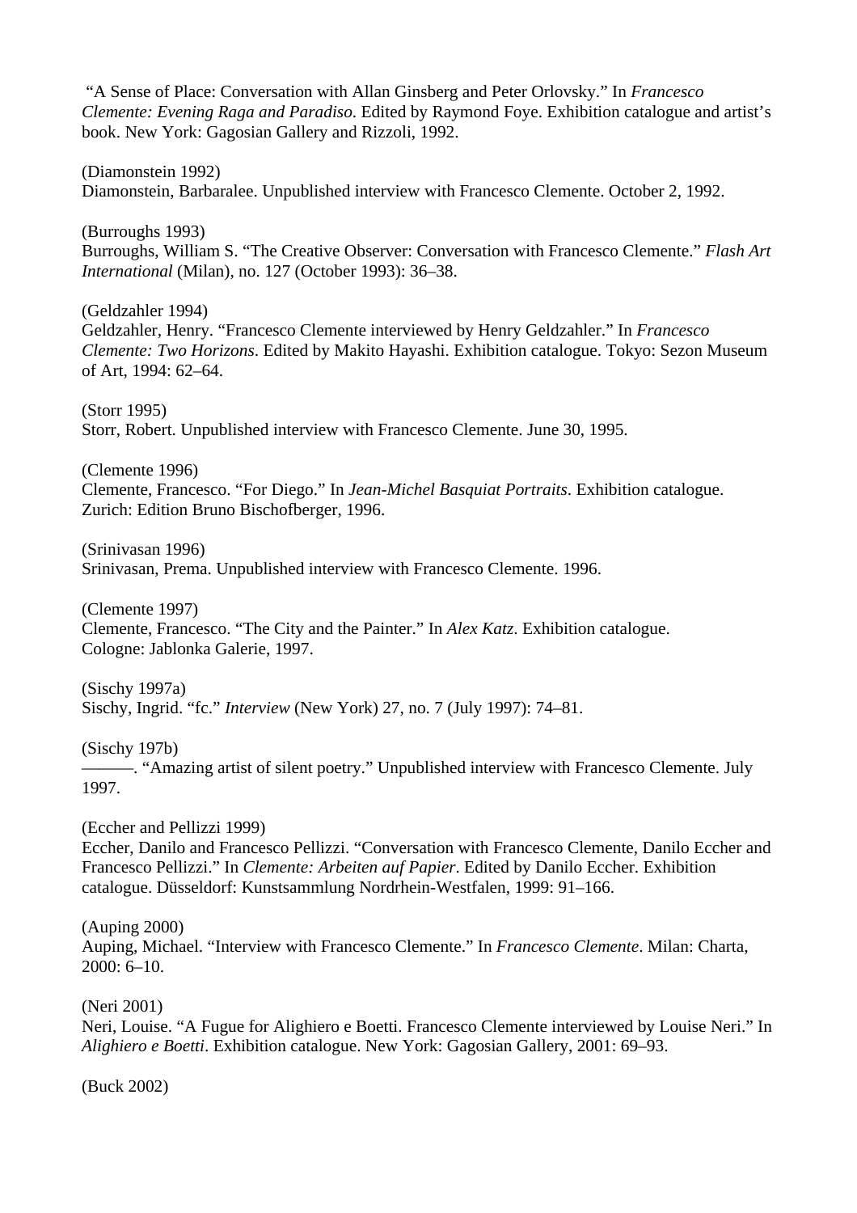"A Sense of Place: Conversation with Allan Ginsberg and Peter Orlovsky." In *Francesco Clemente: Evening Raga and Paradiso*. Edited by Raymond Foye. Exhibition catalogue and artist's book. New York: Gagosian Gallery and Rizzoli, 1992.

(Diamonstein 1992)
Diamonstein, Barbaralee. Unpublished interview with Francesco Clemente. October 2, 1992.

(Burroughs 1993)
Burroughs, William S. "The Creative Observer: Conversation with Francesco Clemente." *Flash Art International* (Milan), no. 127 (October 1993): 36–38.

(Geldzahler 1994)
Geldzahler, Henry. "Francesco Clemente interviewed by Henry Geldzahler." In *Francesco Clemente: Two Horizons*. Edited by Makito Hayashi. Exhibition catalogue. Tokyo: Sezon Museum of Art, 1994: 62–64.

(Storr 1995)
Storr, Robert. Unpublished interview with Francesco Clemente. June 30, 1995.

(Clemente 1996)
Clemente, Francesco. "For Diego." In *Jean-Michel Basquiat Portraits*. Exhibition catalogue. Zurich: Edition Bruno Bischofberger, 1996.

(Srinivasan 1996)
Srinivasan, Prema. Unpublished interview with Francesco Clemente. 1996.

(Clemente 1997)
Clemente, Francesco. "The City and the Painter." In *Alex Katz*. Exhibition catalogue. Cologne: Jablonka Galerie, 1997.

(Sischy 1997a)
Sischy, Ingrid. "fc." *Interview* (New York) 27, no. 7 (July 1997): 74–81.

(Sischy 197b)
———. "Amazing artist of silent poetry." Unpublished interview with Francesco Clemente. July 1997.

(Eccher and Pellizzi 1999)
Eccher, Danilo and Francesco Pellizzi. "Conversation with Francesco Clemente, Danilo Eccher and Francesco Pellizzi." In *Clemente: Arbeiten auf Papier*. Edited by Danilo Eccher. Exhibition catalogue. Düsseldorf: Kunstsammlung Nordrhein-Westfalen, 1999: 91–166.

(Auping 2000)
Auping, Michael. "Interview with Francesco Clemente." In *Francesco Clemente*. Milan: Charta, 2000: 6–10.

(Neri 2001)
Neri, Louise. "A Fugue for Alighiero e Boetti. Francesco Clemente interviewed by Louise Neri." In *Alighiero e Boetti*. Exhibition catalogue. New York: Gagosian Gallery, 2001: 69–93.

(Buck 2002)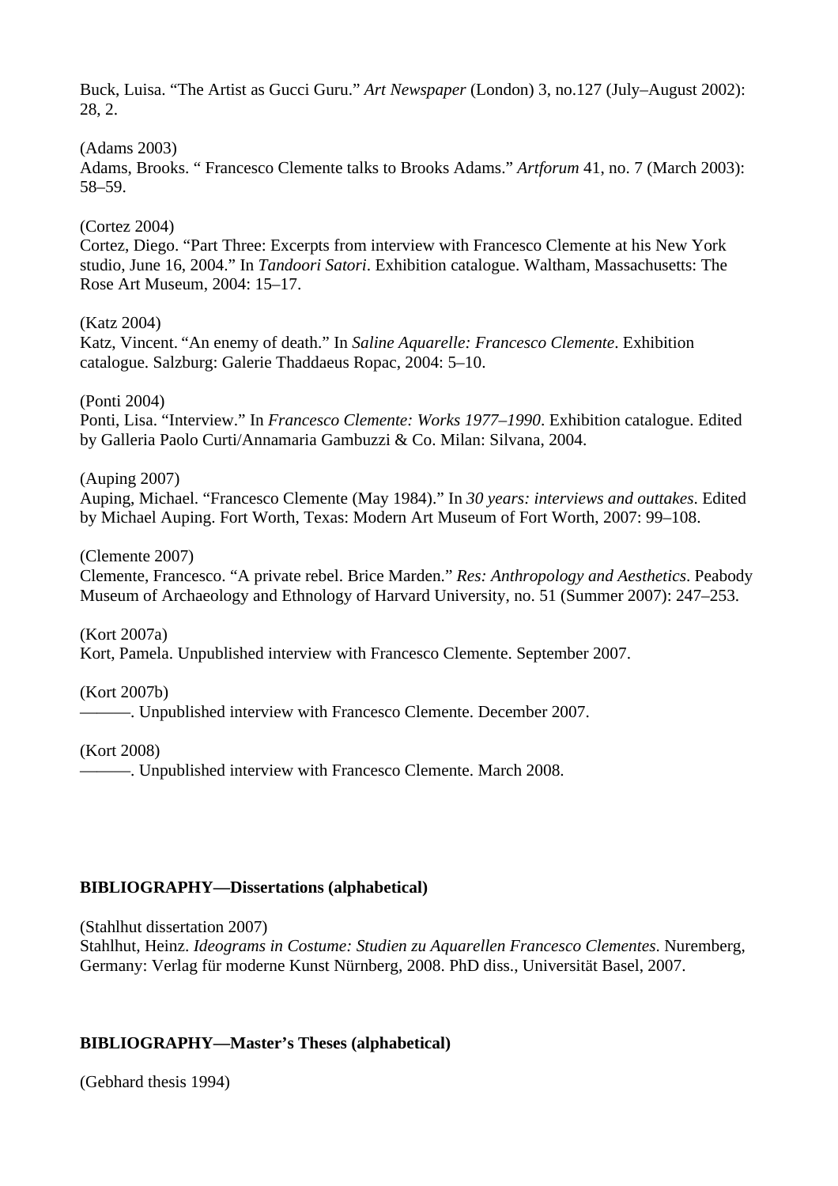Buck, Luisa. “The Artist as Gucci Guru.” *Art Newspaper* (London) 3, no.127 (July–August 2002): 28, 2.

(Adams 2003)
Adams, Brooks. “ Francesco Clemente talks to Brooks Adams.” *Artforum* 41, no. 7 (March 2003): 58–59.

(Cortez 2004)
Cortez, Diego. “Part Three: Excerpts from interview with Francesco Clemente at his New York studio, June 16, 2004.” In *Tandoori Satori*. Exhibition catalogue. Waltham, Massachusetts: The Rose Art Museum, 2004: 15–17.

(Katz 2004)
Katz, Vincent. “An enemy of death.” In *Saline Aquarelle: Francesco Clemente*. Exhibition catalogue. Salzburg: Galerie Thaddaeus Ropac, 2004: 5–10.

(Ponti 2004)
Ponti, Lisa. “Interview.” In *Francesco Clemente: Works 1977–1990*. Exhibition catalogue. Edited by Galleria Paolo Curti/Annamaria Gambuzzi & Co. Milan: Silvana, 2004.

(Auping 2007)
Auping, Michael. “Francesco Clemente (May 1984).” In *30 years: interviews and outtakes*. Edited by Michael Auping. Fort Worth, Texas: Modern Art Museum of Fort Worth, 2007: 99–108.

(Clemente 2007)
Clemente, Francesco. “A private rebel. Brice Marden.” *Res: Anthropology and Aesthetics*. Peabody Museum of Archaeology and Ethnology of Harvard University, no. 51 (Summer 2007): 247–253.

(Kort 2007a)
Kort, Pamela. Unpublished interview with Francesco Clemente. September 2007.

(Kort 2007b)
———. Unpublished interview with Francesco Clemente. December 2007.

(Kort 2008)
———. Unpublished interview with Francesco Clemente. March 2008.

**BIBLIOGRAPHY—Dissertations (alphabetical)**

(Stahlhut dissertation 2007)
Stahlhut, Heinz. *Ideograms in Costume: Studien zu Aquarellen Francesco Clementes*. Nuremberg, Germany: Verlag für moderne Kunst Nürnberg, 2008. PhD diss., Universität Basel, 2007.

**BIBLIOGRAPHY—Master’s Theses (alphabetical)**

(Gebhard thesis 1994)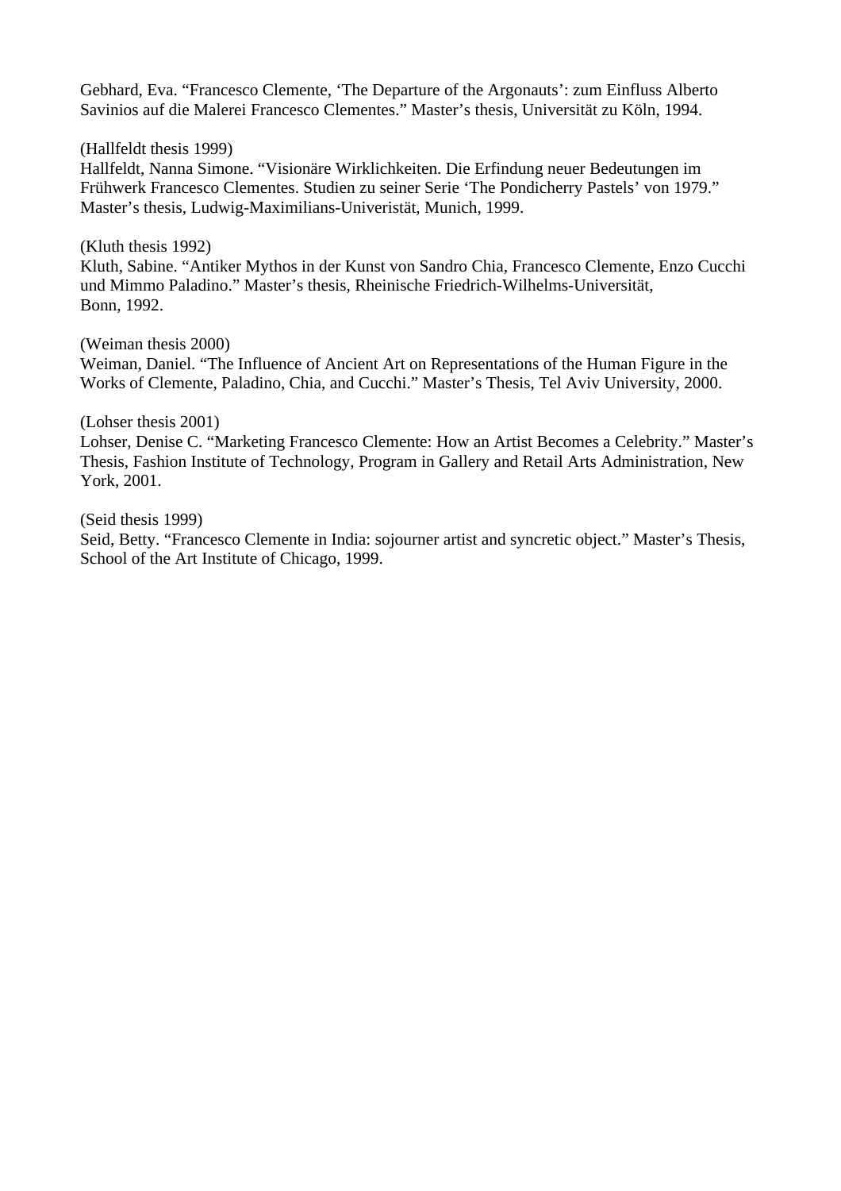Gebhard, Eva. “Francesco Clemente, ‘The Departure of the Argonauts’: zum Einfluss Alberto Savinios auf die Malerei Francesco Clementes.” Master’s thesis, Universität zu Köln, 1994.

(Hallfeldt thesis 1999)
Hallfeldt, Nanna Simone. “Visionäre Wirklichkeiten. Die Erfindung neuer Bedeutungen im Frühwerk Francesco Clementes. Studien zu seiner Serie ‘The Pondicherry Pastels’ von 1979.” Master’s thesis, Ludwig-Maximilians-Univeristät, Munich, 1999.

(Kluth thesis 1992)
Kluth, Sabine. “Antiker Mythos in der Kunst von Sandro Chia, Francesco Clemente, Enzo Cucchi und Mimmo Paladino.” Master’s thesis, Rheinische Friedrich-Wilhelms-Universität, Bonn, 1992.

(Weiman thesis 2000)
Weiman, Daniel. “The Influence of Ancient Art on Representations of the Human Figure in the Works of Clemente, Paladino, Chia, and Cucchi.” Master’s Thesis, Tel Aviv University, 2000.

(Lohser thesis 2001)
Lohser, Denise C. “Marketing Francesco Clemente: How an Artist Becomes a Celebrity.” Master’s Thesis, Fashion Institute of Technology, Program in Gallery and Retail Arts Administration, New York, 2001.

(Seid thesis 1999)
Seid, Betty. “Francesco Clemente in India: sojourner artist and syncretic object.” Master’s Thesis, School of the Art Institute of Chicago, 1999.